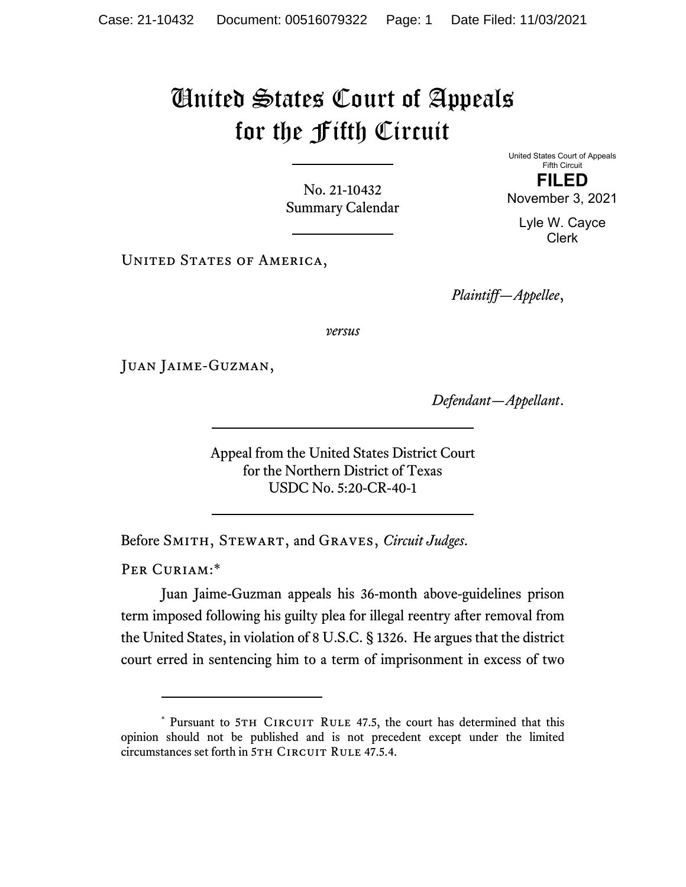# United States Court of Appeals for the Fifth Circuit

No. 21-10432
Summary Calendar

United States Court of Appeals
Fifth Circuit
**FILED**
November 3, 2021

Lyle W. Cayce
Clerk

United States of America,

*Plaintiff—Appellee*,

*versus*

Juan Jaime-Guzman,

*Defendant—Appellant*.

Appeal from the United States District Court
for the Northern District of Texas
USDC No. 5:20-CR-40-1

Before Smith, Stewart, and Graves, *Circuit Judges*.

Per Curiam:*

Juan Jaime-Guzman appeals his 36-month above-guidelines prison term imposed following his guilty plea for illegal reentry after removal from the United States, in violation of 8 U.S.C. § 1326. He argues that the district court erred in sentencing him to a term of imprisonment in excess of two

---

* Pursuant to 5th Circuit Rule 47.5, the court has determined that this opinion should not be published and is not precedent except under the limited circumstances set forth in 5th Circuit Rule 47.5.4.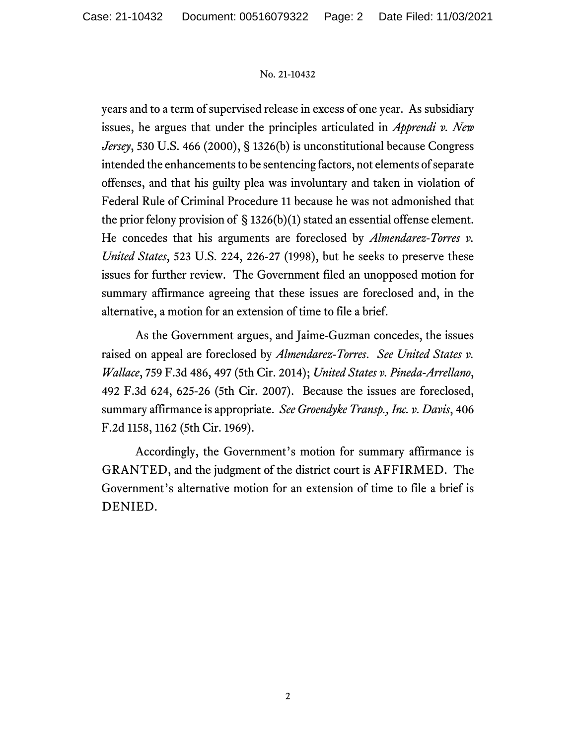years and to a term of supervised release in excess of one year. As subsidiary issues, he argues that under the principles articulated in *Apprendi v. New Jersey*, 530 U.S. 466 (2000), § 1326(b) is unconstitutional because Congress intended the enhancements to be sentencing factors, not elements of separate offenses, and that his guilty plea was involuntary and taken in violation of Federal Rule of Criminal Procedure 11 because he was not admonished that the prior felony provision of § 1326(b)(1) stated an essential offense element. He concedes that his arguments are foreclosed by *Almendarez-Torres v. United States*, 523 U.S. 224, 226-27 (1998), but he seeks to preserve these issues for further review. The Government filed an unopposed motion for summary affirmance agreeing that these issues are foreclosed and, in the alternative, a motion for an extension of time to file a brief.

As the Government argues, and Jaime-Guzman concedes, the issues raised on appeal are foreclosed by *Almendarez-Torres*. *See United States v. Wallace*, 759 F.3d 486, 497 (5th Cir. 2014); *United States v. Pineda-Arrellano*, 492 F.3d 624, 625-26 (5th Cir. 2007). Because the issues are foreclosed, summary affirmance is appropriate. *See Groendyke Transp., Inc. v. Davis*, 406 F.2d 1158, 1162 (5th Cir. 1969).

Accordingly, the Government's motion for summary affirmance is GRANTED, and the judgment of the district court is AFFIRMED. The Government's alternative motion for an extension of time to file a brief is DENIED.